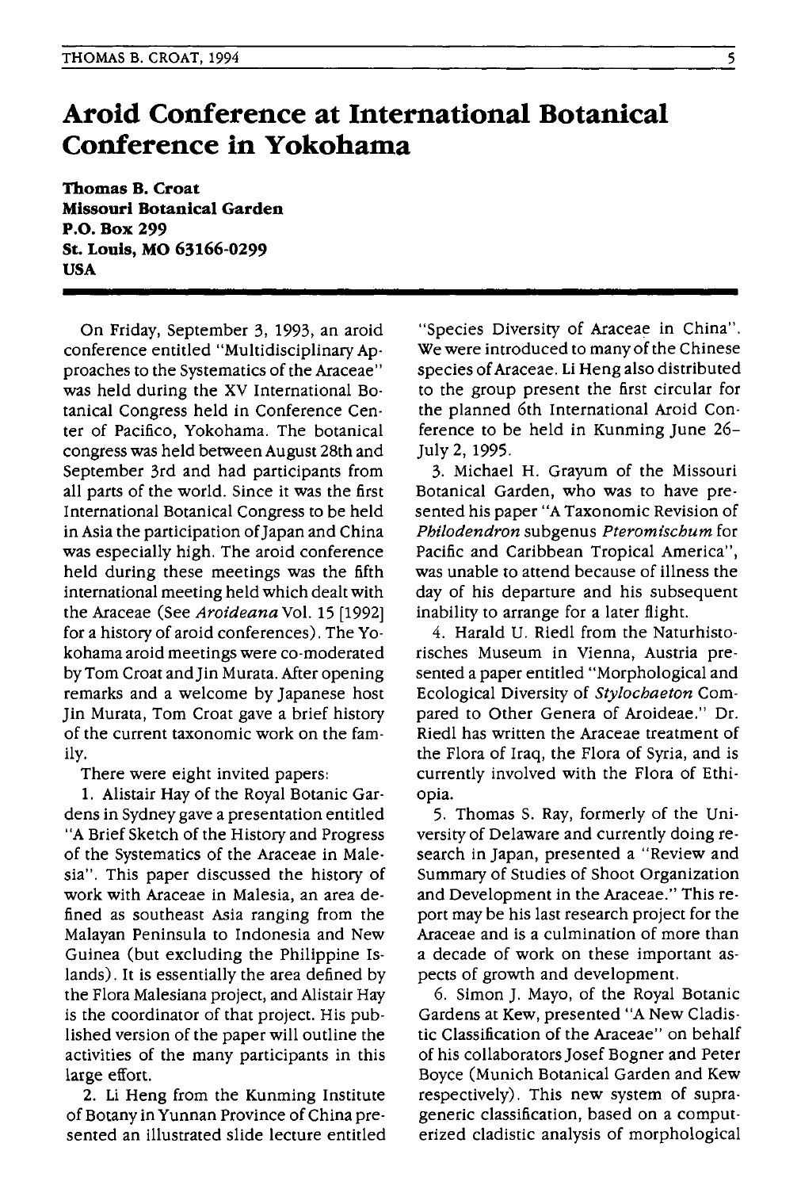# Aroid Conference at International Botanical Conference in Yokohama

**Thomas B. Croat**
**Missouri Botanical Garden**
**P.O. Box 299**
**St. Louis, MO 63166-0299**
**USA**

On Friday, September 3, 1993, an aroid conference entitled "Multidisciplinary Approaches to the Systematics of the Araceae" was held during the XV International Botanical Congress held in Conference Center of Pacifico, Yokohama. The botanical congress was held between August 28th and September 3rd and had participants from all parts of the world. Since it was the first International Botanical Congress to be held in Asia the participation of Japan and China was especially high. The aroid conference held during these meetings was the fifth international meeting held which dealt with the Araceae (See *Aroideana* Vol. 15 [1992] for a history of aroid conferences). The Yokohama aroid meetings were co-moderated by Tom Croat and Jin Murata. After opening remarks and a welcome by Japanese host Jin Murata, Tom Croat gave a brief history of the current taxonomic work on the family.

There were eight invited papers:

1. Alistair Hay of the Royal Botanic Gardens in Sydney gave a presentation entitled "A Brief Sketch of the History and Progress of the Systematics of the Araceae in Malesia". This paper discussed the history of work with Araceae in Malesia, an area defined as southeast Asia ranging from the Malayan Peninsula to Indonesia and New Guinea (but excluding the Philippine Islands). It is essentially the area defined by the Flora Malesiana project, and Alistair Hay is the coordinator of that project. His published version of the paper will outline the activities of the many participants in this large effort.

2. Li Heng from the Kunming Institute of Botany in Yunnan Province of China presented an illustrated slide lecture entitled "Species Diversity of Araceae in China". We were introduced to many of the Chinese species of Araceae. Li Heng also distributed to the group present the first circular for the planned 6th International Aroid Conference to be held in Kunming June 26–July 2, 1995.

3. Michael H. Grayum of the Missouri Botanical Garden, who was to have presented his paper "A Taxonomic Revision of *Philodendron* subgenus *Pteromischum* for Pacific and Caribbean Tropical America", was unable to attend because of illness the day of his departure and his subsequent inability to arrange for a later flight.

4. Harald U. Riedl from the Naturhistorisches Museum in Vienna, Austria presented a paper entitled "Morphological and Ecological Diversity of *Stylochaeton* Compared to Other Genera of Aroideae." Dr. Riedl has written the Araceae treatment of the Flora of Iraq, the Flora of Syria, and is currently involved with the Flora of Ethiopia.

5. Thomas S. Ray, formerly of the University of Delaware and currently doing research in Japan, presented a "Review and Summary of Studies of Shoot Organization and Development in the Araceae." This report may be his last research project for the Araceae and is a culmination of more than a decade of work on these important aspects of growth and development.

6. Simon J. Mayo, of the Royal Botanic Gardens at Kew, presented "A New Cladistic Classification of the Araceae" on behalf of his collaborators Josef Bogner and Peter Boyce (Munich Botanical Garden and Kew respectively). This new system of supra-generic classification, based on a computerized cladistic analysis of morphological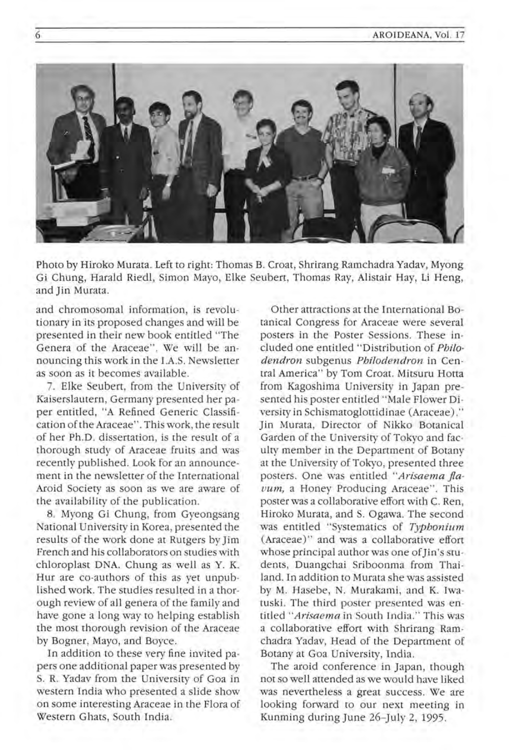Photo by Hiroko Murata. Left to right: Thomas B. Croat, Shrirang Ramchadra Yadav, Myong Gi Chung, Harald Riedl, Simon Mayo, Elke Seubert, Thomas Ray, Alistair Hay, Li Heng, and Jin Murata.

and chromosomal information, is revolutionary in its proposed changes and will be presented in their new book entitled "The Genera of the Araceae". We will be announcing this work in the I.A.S. Newsletter as soon as it becomes available.

7. Elke Seubert, from the University of Kaiserslautern, Germany presented her paper entitled, "A Refined Generic Classification of the Araceae". This work, the result of her Ph.D. dissertation, is the result of a thorough study of Araceae fruits and was recently published. Look for an announcement in the newsletter of the International Aroid Society as soon as we are aware of the availability of the publication.

8. Myong Gi Chung, from Gyeongsang National University in Korea, presented the results of the work done at Rutgers by Jim French and his collaborators on studies with chloroplast DNA. Chung as well as Y. K. Hur are co-authors of this as yet unpublished work. The studies resulted in a thorough review of all genera of the family and have gone a long way to helping establish the most thorough revision of the Araceae by Bogner, Mayo, and Boyce.

In addition to these very fine invited papers one additional paper was presented by S. R. Yadav from the University of Goa in western India who presented a slide show on some interesting Araceae in the Flora of Western Ghats, South India.

Other attractions at the International Botanical Congress for Araceae were several posters in the Poster Sessions. These included one entitled "Distribution of *Philodendron* subgenus *Philodendron* in Central America" by Tom Croat. Mitsuru Hotta from Kagoshima University in Japan presented his poster entitled "Male Flower Diversity in Schismatoglottidinae (Araceae)." Jin Murata, Director of Nikko Botanical Garden of the University of Tokyo and faculty member in the Department of Botany at the University of Tokyo, presented three posters. One was entitled "*Arisaema flavum*, a Honey Producing Araceae". This poster was a collaborative effort with C. Ren, Hiroko Murata, and S. Ogawa. The second was entitled "Systematics of *Typhonium* (Araceae)" and was a collaborative effort whose principal author was one of Jin's students, Duangchai Sriboonma from Thailand. In addition to Murata she was assisted by M. Hasebe, N. Murakami, and K. Iwatuski. The third poster presented was entitled "*Arisaema* in South India." This was a collaborative effort with Shrirang Ramchadra Yadav, Head of the Department of Botany at Goa University, India.

The aroid conference in Japan, though not so well attended as we would have liked was nevertheless a great success. We are looking forward to our next meeting in Kunming during June 26–July 2, 1995.